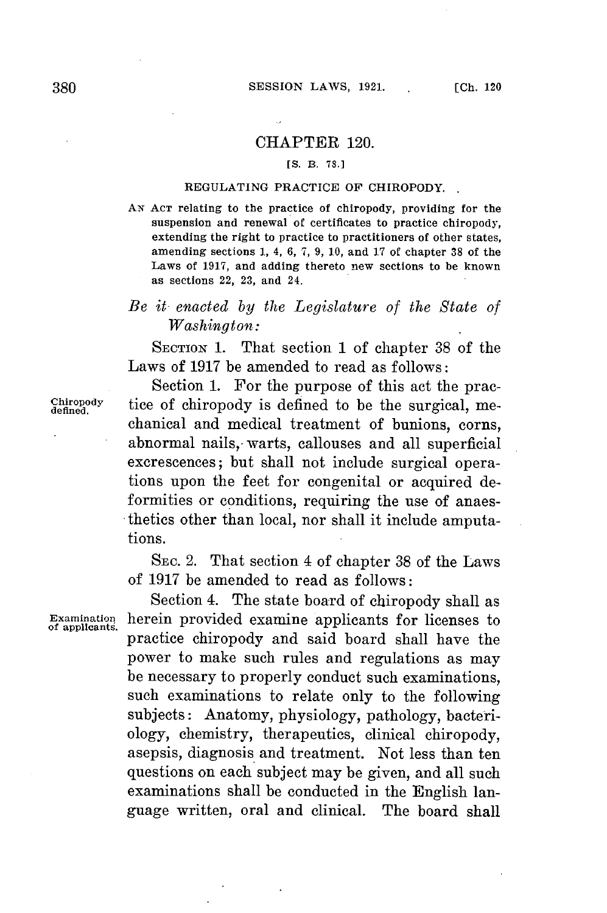## CHAPTER 120.

[S. B. 78.]

### REGULATING PRACTICE OF CHIROPODY.

AN ACT relating to the practice of chiropody, providing for the suspension and renewal of certificates to practice chiropody, extending the right to practice to practitioners of other states, amending sections 1, 4, 6, 7, 9, 10, and 17 of chapter 38 of the Laws of 1917, and adding thereto new sections to be known as sections 22, 23, and 24.

*Be it enacted by the Legislature of the State of Washington:*

SECTION 1. That section 1 of chapter 38 of the Laws of 1917 be amended to read as follows:

Chiropody defined.

Section 1. For the purpose of this act the practice of chiropody is defined to be the surgical, mechanical and medical treatment of bunions, corns, abnormal nails, warts, callouses and all superficial excrescences; but shall not include surgical operations upon the feet for congenital or acquired deformities or conditions, requiring the use of anaesthetics other than local, nor shall it include amputations.

SEC. 2. That section 4 of chapter 38 of the Laws of 1917 be amended to read as follows:

Examination of applicants.

Section 4. The state board of chiropody shall as herein provided examine applicants for licenses to practice chiropody and said board shall have the power to make such rules and regulations as may be necessary to properly conduct such examinations, such examinations to relate only to the following subjects: Anatomy, physiology, pathology, bacteriology, chemistry, therapeutics, clinical chiropody, asepsis, diagnosis and treatment. Not less than ten questions on each subject may be given, and all such examinations shall be conducted in the English language written, oral and clinical. The board shall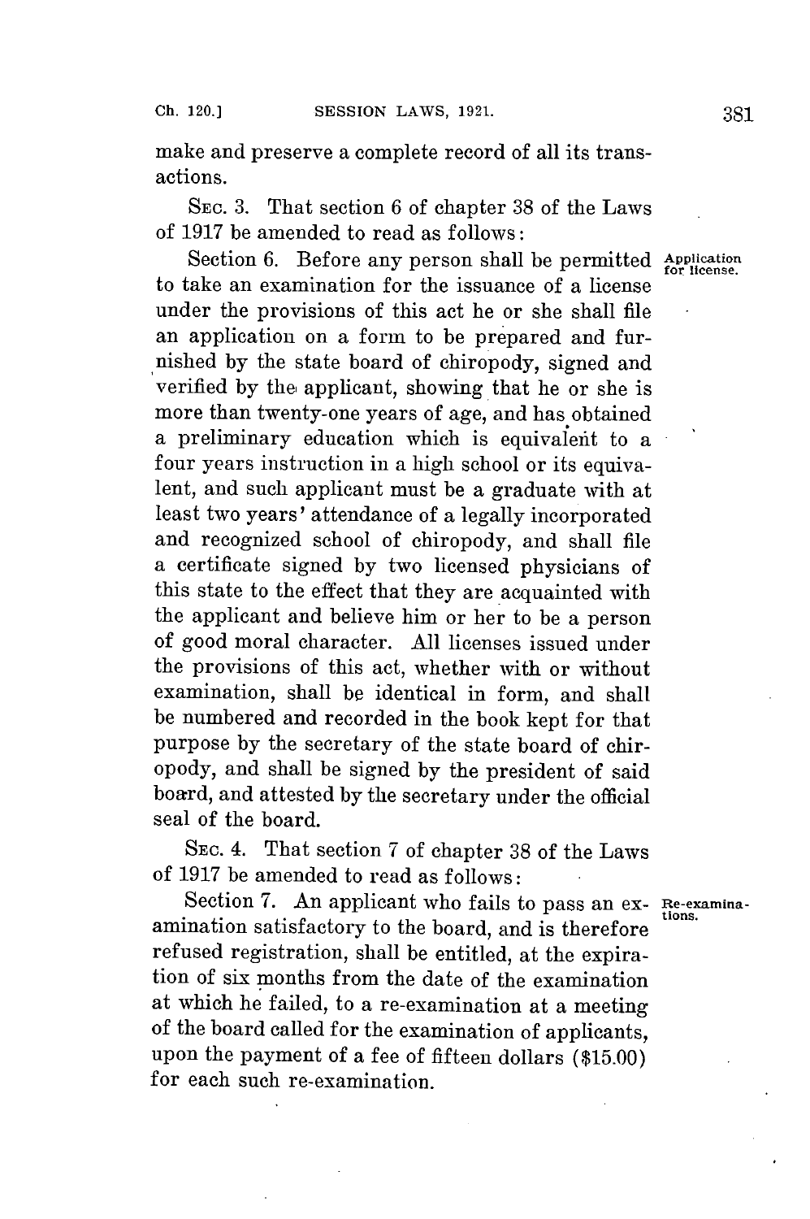make and preserve a complete record of all its transactions.

SEC. 3. That section 6 of chapter 38 of the Laws of 1917 be amended to read as follows:

Section 6. Before any person shall be permitted to take an examination for the issuance of a license under the provisions of this act he or she shall file an application on a form to be prepared and furnished by the state board of chiropody, signed and verified by the applicant, showing that he or she is more than twenty-one years of age, and has obtained a preliminary education which is equivalent to a four years instruction in a high school or its equivalent, and such applicant must be a graduate with at least two years' attendance of a legally incorporated and recognized school of chiropody, and shall file a certificate signed by two licensed physicians of this state to the effect that they are acquainted with the applicant and believe him or her to be a person of good moral character. All licenses issued under the provisions of this act, whether with or without examination, shall be identical in form, and shall be numbered and recorded in the book kept for that purpose by the secretary of the state board of chiropody, and shall be signed by the president of said board, and attested by the secretary under the official seal of the board.

*Application for license.*

SEC. 4. That section 7 of chapter 38 of the Laws of 1917 be amended to read as follows:

Section 7. An applicant who fails to pass an examination satisfactory to the board, and is therefore refused registration, shall be entitled, at the expiration of six months from the date of the examination at which he failed, to a re-examination at a meeting of the board called for the examination of applicants, upon the payment of a fee of fifteen dollars ($15.00) for each such re-examination.

*Re-examinations.*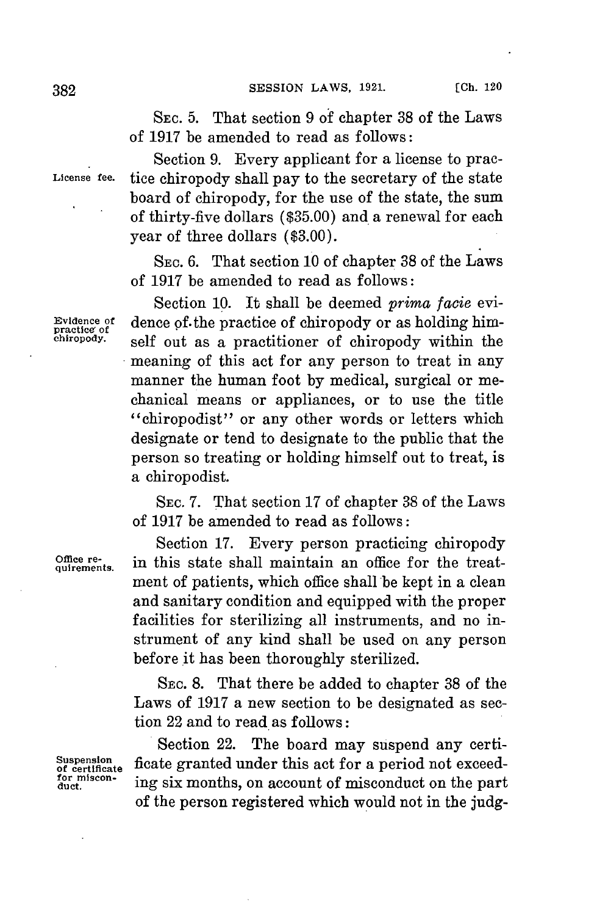SEC. 5. That section 9 of chapter 38 of the Laws of 1917 be amended to read as follows:

License fee.

Section 9. Every applicant for a license to practice chiropody shall pay to the secretary of the state board of chiropody, for the use of the state, the sum of thirty-five dollars ($35.00) and a renewal for each year of three dollars ($3.00).

SEC. 6. That section 10 of chapter 38 of the Laws of 1917 be amended to read as follows:

Evidence of practice of chiropody.

Section 10. It shall be deemed *prima facie* evidence of the practice of chiropody or as holding himself out as a practitioner of chiropody within the meaning of this act for any person to treat in any manner the human foot by medical, surgical or mechanical means or appliances, or to use the title "chiropodist" or any other words or letters which designate or tend to designate to the public that the person so treating or holding himself out to treat, is a chiropodist.

SEC. 7. That section 17 of chapter 38 of the Laws of 1917 be amended to read as follows:

Office requirements.

Section 17. Every person practicing chiropody in this state shall maintain an office for the treatment of patients, which office shall be kept in a clean and sanitary condition and equipped with the proper facilities for sterilizing all instruments, and no instrument of any kind shall be used on any person before it has been thoroughly sterilized.

SEC. 8. That there be added to chapter 38 of the Laws of 1917 a new section to be designated as section 22 and to read as follows:

Suspension of certificate for misconduct.

Section 22. The board may suspend any certificate granted under this act for a period not exceeding six months, on account of misconduct on the part of the person registered which would not in the judg-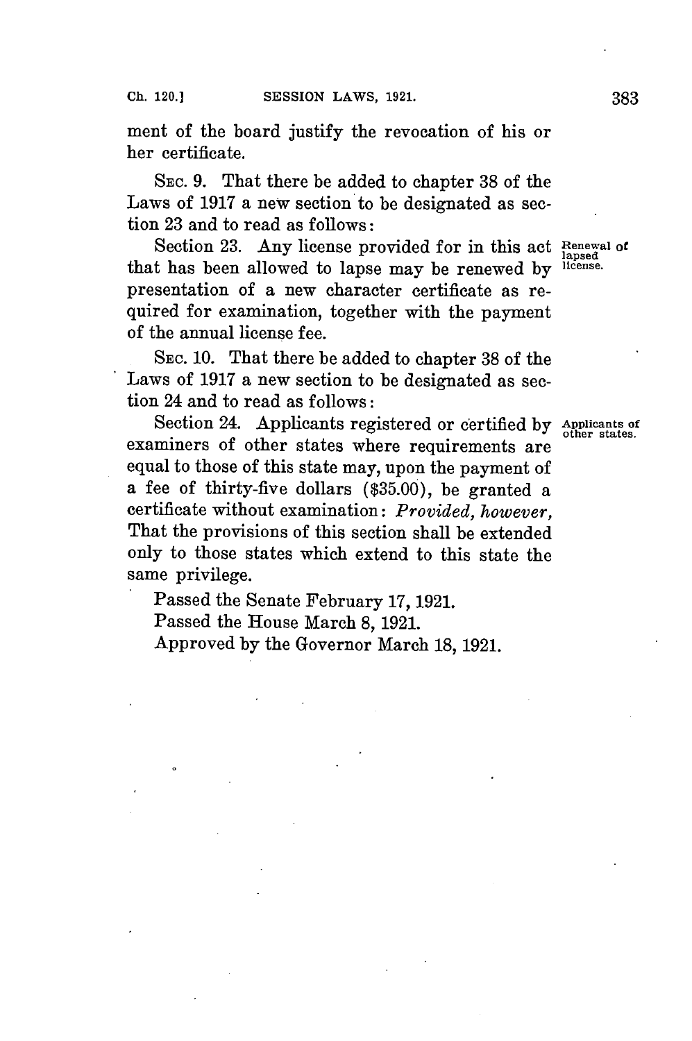ment of the board justify the revocation of his or her certificate.

SEC. 9. That there be added to chapter 38 of the Laws of 1917 a new section to be designated as section 23 and to read as follows:

Renewal of lapsed license.

Section 23. Any license provided for in this act that has been allowed to lapse may be renewed by presentation of a new character certificate as required for examination, together with the payment of the annual license fee.

SEC. 10. That there be added to chapter 38 of the Laws of 1917 a new section to be designated as section 24 and to read as follows:

Applicants of other states.

Section 24. Applicants registered or certified by examiners of other states where requirements are equal to those of this state may, upon the payment of a fee of thirty-five dollars ($35.00), be granted a certificate without examination: *Provided, however,* That the provisions of this section shall be extended only to those states which extend to this state the same privilege.

Passed the Senate February 17, 1921.

Passed the House March 8, 1921.

Approved by the Governor March 18, 1921.